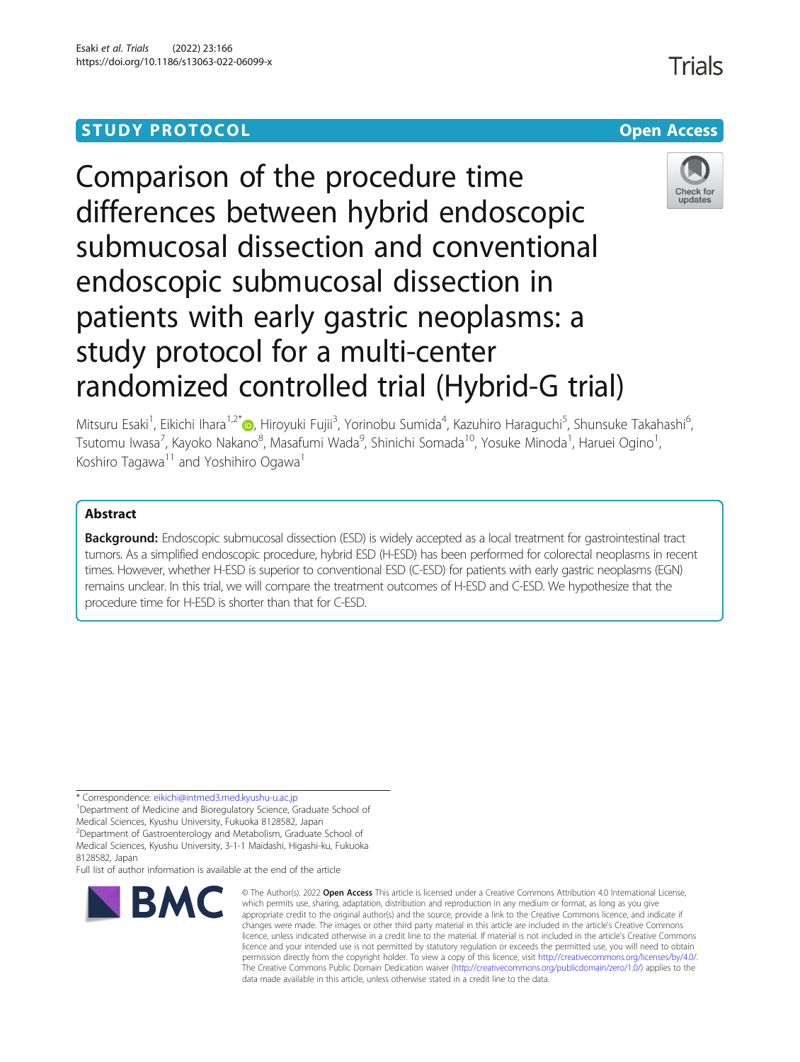STUDY PROTOCOL

Open Access

# Comparison of the procedure time differences between hybrid endoscopic submucosal dissection and conventional endoscopic submucosal dissection in patients with early gastric neoplasms: a study protocol for a multi-center randomized controlled trial (Hybrid-G trial)

Mitsuru Esaki[1], Eikichi Ihara[1,2*], Hiroyuki Fujii[3], Yorinobu Sumida[4], Kazuhiro Haraguchi[5], Shunsuke Takahashi[6], Tsutomu Iwasa[7], Kayoko Nakano[8], Masafumi Wada[9], Shinichi Somada[10], Yosuke Minoda[1], Haruei Ogino[1], Koshiro Tagawa[11] and Yoshihiro Ogawa[1]

## Abstract

**Background:** Endoscopic submucosal dissection (ESD) is widely accepted as a local treatment for gastrointestinal tract tumors. As a simplified endoscopic procedure, hybrid ESD (H-ESD) has been performed for colorectal neoplasms in recent times. However, whether H-ESD is superior to conventional ESD (C-ESD) for patients with early gastric neoplasms (EGN) remains unclear. In this trial, we will compare the treatment outcomes of H-ESD and C-ESD. We hypothesize that the procedure time for H-ESD is shorter than that for C-ESD.

* Correspondence: eikichi@intmed3.med.kyushu-u.ac.jp

[1]Department of Medicine and Bioregulatory Science, Graduate School of Medical Sciences, Kyushu University, Fukuoka 8128582, Japan

[2]Department of Gastroenterology and Metabolism, Graduate School of Medical Sciences, Kyushu University, 3-1-1 Maidashi, Higashi-ku, Fukuoka 8128582, Japan

Full list of author information is available at the end of the article

© The Author(s). 2022 **Open Access** This article is licensed under a Creative Commons Attribution 4.0 International License, which permits use, sharing, adaptation, distribution and reproduction in any medium or format, as long as you give appropriate credit to the original author(s) and the source, provide a link to the Creative Commons licence, and indicate if changes were made. The images or other third party material in this article are included in the article's Creative Commons licence, unless indicated otherwise in a credit line to the material. If material is not included in the article's Creative Commons licence and your intended use is not permitted by statutory regulation or exceeds the permitted use, you will need to obtain permission directly from the copyright holder. To view a copy of this licence, visit http://creativecommons.org/licenses/by/4.0/. The Creative Commons Public Domain Dedication waiver (http://creativecommons.org/publicdomain/zero/1.0/) applies to the data made available in this article, unless otherwise stated in a credit line to the data.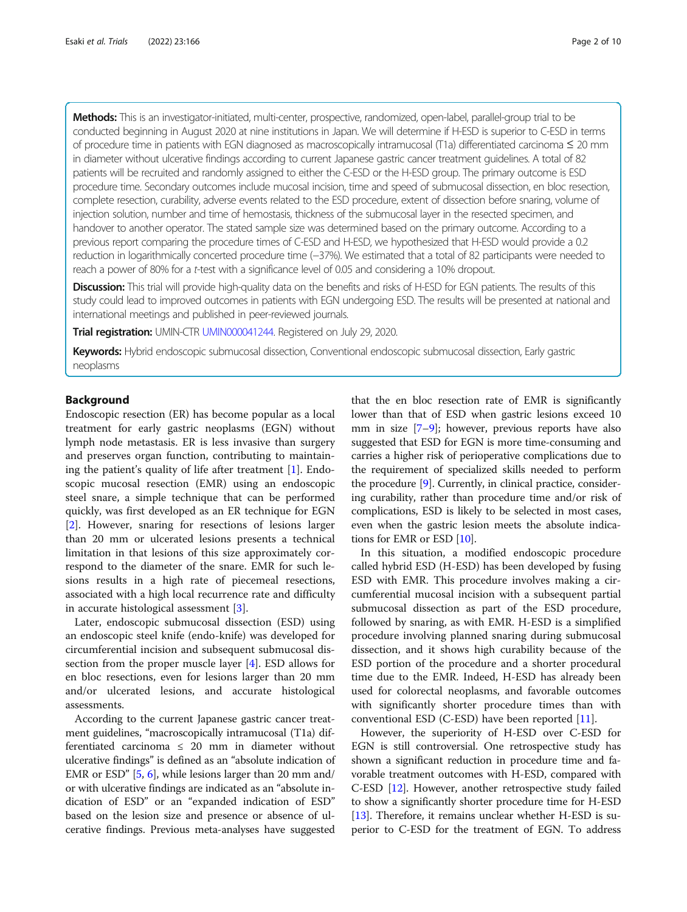**Methods:** This is an investigator-initiated, multi-center, prospective, randomized, open-label, parallel-group trial to be conducted beginning in August 2020 at nine institutions in Japan. We will determine if H-ESD is superior to C-ESD in terms of procedure time in patients with EGN diagnosed as macroscopically intramucosal (T1a) differentiated carcinoma ≤ 20 mm in diameter without ulcerative findings according to current Japanese gastric cancer treatment guidelines. A total of 82 patients will be recruited and randomly assigned to either the C-ESD or the H-ESD group. The primary outcome is ESD procedure time. Secondary outcomes include mucosal incision, time and speed of submucosal dissection, en bloc resection, complete resection, curability, adverse events related to the ESD procedure, extent of dissection before snaring, volume of injection solution, number and time of hemostasis, thickness of the submucosal layer in the resected specimen, and handover to another operator. The stated sample size was determined based on the primary outcome. According to a previous report comparing the procedure times of C-ESD and H-ESD, we hypothesized that H-ESD would provide a 0.2 reduction in logarithmically concerted procedure time (−37%). We estimated that a total of 82 participants were needed to reach a power of 80% for a *t*-test with a significance level of 0.05 and considering a 10% dropout.

**Discussion:** This trial will provide high-quality data on the benefits and risks of H-ESD for EGN patients. The results of this study could lead to improved outcomes in patients with EGN undergoing ESD. The results will be presented at national and international meetings and published in peer-reviewed journals.

**Trial registration:** UMIN-CTR UMIN000041244. Registered on July 29, 2020.

**Keywords:** Hybrid endoscopic submucosal dissection, Conventional endoscopic submucosal dissection, Early gastric neoplasms

## Background

Endoscopic resection (ER) has become popular as a local treatment for early gastric neoplasms (EGN) without lymph node metastasis. ER is less invasive than surgery and preserves organ function, contributing to maintaining the patient's quality of life after treatment [1]. Endoscopic mucosal resection (EMR) using an endoscopic steel snare, a simple technique that can be performed quickly, was first developed as an ER technique for EGN [2]. However, snaring for resections of lesions larger than 20 mm or ulcerated lesions presents a technical limitation in that lesions of this size approximately correspond to the diameter of the snare. EMR for such lesions results in a high rate of piecemeal resections, associated with a high local recurrence rate and difficulty in accurate histological assessment [3].

Later, endoscopic submucosal dissection (ESD) using an endoscopic steel knife (endo-knife) was developed for circumferential incision and subsequent submucosal dissection from the proper muscle layer [4]. ESD allows for en bloc resections, even for lesions larger than 20 mm and/or ulcerated lesions, and accurate histological assessments.

According to the current Japanese gastric cancer treatment guidelines, "macroscopically intramucosal (T1a) differentiated carcinoma ≤ 20 mm in diameter without ulcerative findings" is defined as an "absolute indication of EMR or ESD" [5, 6], while lesions larger than 20 mm and/or with ulcerative findings are indicated as an "absolute indication of ESD" or an "expanded indication of ESD" based on the lesion size and presence or absence of ulcerative findings. Previous meta-analyses have suggested that the en bloc resection rate of EMR is significantly lower than that of ESD when gastric lesions exceed 10 mm in size [7–9]; however, previous reports have also suggested that ESD for EGN is more time-consuming and carries a higher risk of perioperative complications due to the requirement of specialized skills needed to perform the procedure [9]. Currently, in clinical practice, considering curability, rather than procedure time and/or risk of complications, ESD is likely to be selected in most cases, even when the gastric lesion meets the absolute indications for EMR or ESD [10].

In this situation, a modified endoscopic procedure called hybrid ESD (H-ESD) has been developed by fusing ESD with EMR. This procedure involves making a circumferential mucosal incision with a subsequent partial submucosal dissection as part of the ESD procedure, followed by snaring, as with EMR. H-ESD is a simplified procedure involving planned snaring during submucosal dissection, and it shows high curability because of the ESD portion of the procedure and a shorter procedural time due to the EMR. Indeed, H-ESD has already been used for colorectal neoplasms, and favorable outcomes with significantly shorter procedure times than with conventional ESD (C-ESD) have been reported [11].

However, the superiority of H-ESD over C-ESD for EGN is still controversial. One retrospective study has shown a significant reduction in procedure time and favorable treatment outcomes with H-ESD, compared with C-ESD [12]. However, another retrospective study failed to show a significantly shorter procedure time for H-ESD [13]. Therefore, it remains unclear whether H-ESD is superior to C-ESD for the treatment of EGN. To address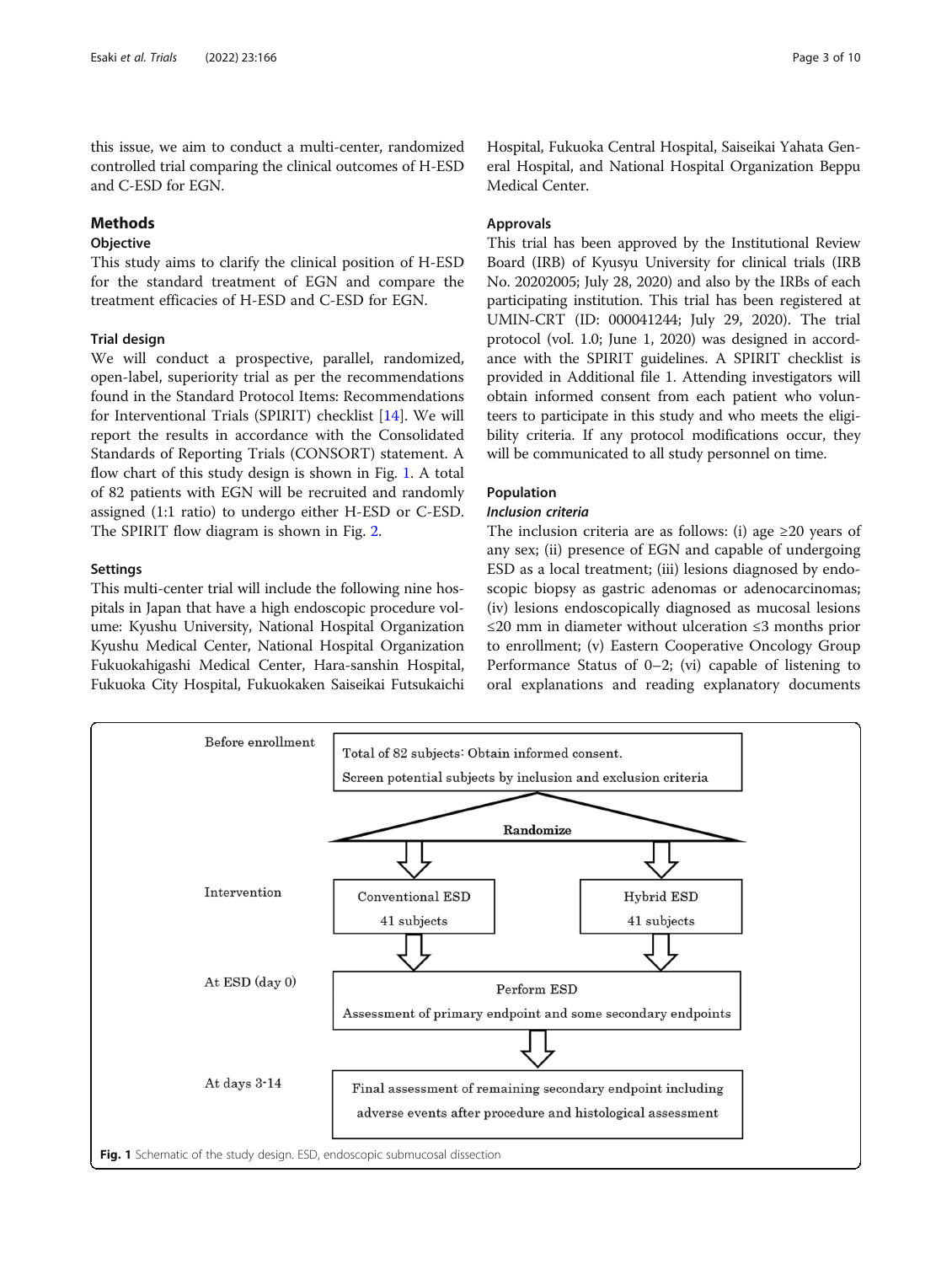this issue, we aim to conduct a multi-center, randomized controlled trial comparing the clinical outcomes of H-ESD and C-ESD for EGN.

## Methods

### Objective

This study aims to clarify the clinical position of H-ESD for the standard treatment of EGN and compare the treatment efficacies of H-ESD and C-ESD for EGN.

### Trial design

We will conduct a prospective, parallel, randomized, open-label, superiority trial as per the recommendations found in the Standard Protocol Items: Recommendations for Interventional Trials (SPIRIT) checklist [14]. We will report the results in accordance with the Consolidated Standards of Reporting Trials (CONSORT) statement. A flow chart of this study design is shown in Fig. 1. A total of 82 patients with EGN will be recruited and randomly assigned (1:1 ratio) to undergo either H-ESD or C-ESD. The SPIRIT flow diagram is shown in Fig. 2.

### Settings

This multi-center trial will include the following nine hospitals in Japan that have a high endoscopic procedure volume: Kyushu University, National Hospital Organization Kyushu Medical Center, National Hospital Organization Fukuokahigashi Medical Center, Hara-sanshin Hospital, Fukuoka City Hospital, Fukuokaken Saiseikai Futsukaichi Hospital, Fukuoka Central Hospital, Saiseikai Yahata General Hospital, and National Hospital Organization Beppu Medical Center.

### Approvals

This trial has been approved by the Institutional Review Board (IRB) of Kyusyu University for clinical trials (IRB No. 20202005; July 28, 2020) and also by the IRBs of each participating institution. This trial has been registered at UMIN-CRT (ID: 000041244; July 29, 2020). The trial protocol (vol. 1.0; June 1, 2020) was designed in accordance with the SPIRIT guidelines. A SPIRIT checklist is provided in Additional file 1. Attending investigators will obtain informed consent from each patient who volunteers to participate in this study and who meets the eligibility criteria. If any protocol modifications occur, they will be communicated to all study personnel on time.

### Population

#### *Inclusion criteria*

The inclusion criteria are as follows: (i) age ≥20 years of any sex; (ii) presence of EGN and capable of undergoing ESD as a local treatment; (iii) lesions diagnosed by endoscopic biopsy as gastric adenomas or adenocarcinomas; (iv) lesions endoscopically diagnosed as mucosal lesions ≤20 mm in diameter without ulceration ≤3 months prior to enrollment; (v) Eastern Cooperative Oncology Group Performance Status of 0–2; (vi) capable of listening to oral explanations and reading explanatory documents

| Stage | Content |
| --- | --- |
| Before enrollment | Total of 82 subjects: Obtain informed consent. Screen potential subjects by inclusion and exclusion criteria |
| | Randomize |
| Intervention | Conventional ESD 41 subjects / Hybrid ESD 41 subjects |
| At ESD (day 0) | Perform ESD. Assessment of primary endpoint and some secondary endpoints |
| At days 3-14 | Final assessment of remaining secondary endpoint including adverse events after procedure and histological assessment |

**Fig. 1** Schematic of the study design. ESD, endoscopic submucosal dissection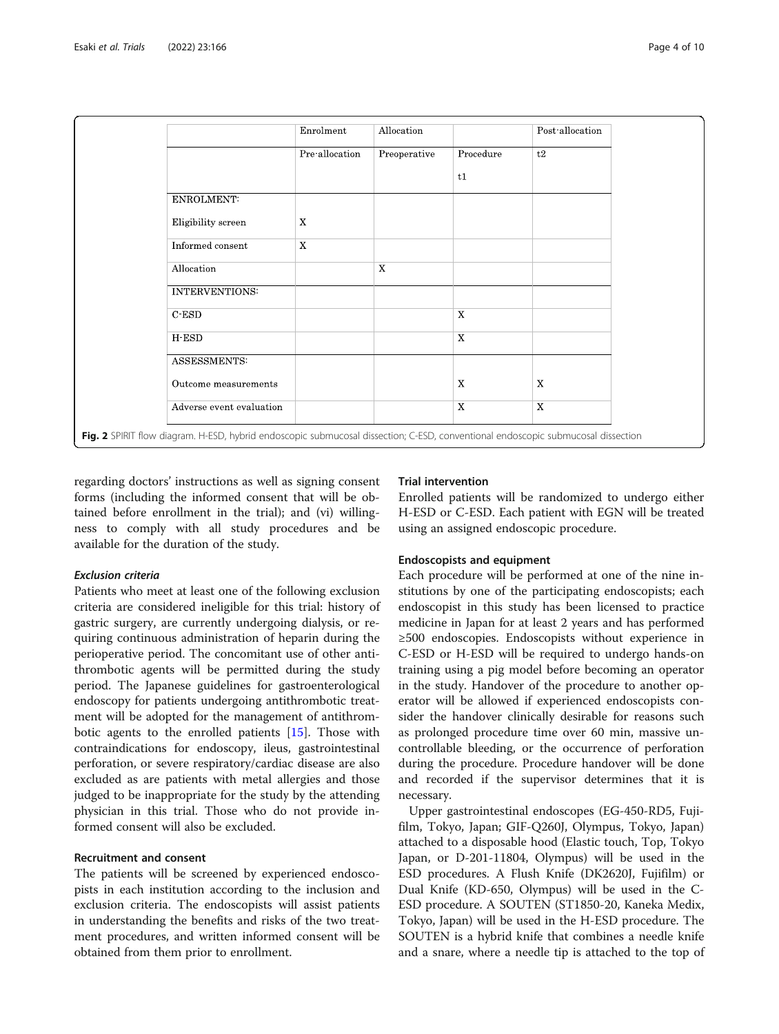|  | Enrolment | Allocation |  | Post-allocation |
| --- | --- | --- | --- | --- |
|  | Pre-allocation | Preoperative | Procedure t1 | t2 |
| ENROLMENT: |  |  |  |  |
| Eligibility screen | X |  |  |  |
| Informed consent | X |  |  |  |
| Allocation |  | X |  |  |
| INTERVENTIONS: |  |  |  |  |
| C-ESD |  |  | X |  |
| H-ESD |  |  | X |  |
| ASSESSMENTS: |  |  |  |  |
| Outcome measurements |  |  | X | X |
| Adverse event evaluation |  |  | X | X |

**Fig. 2** SPIRIT flow diagram. H-ESD, hybrid endoscopic submucosal dissection; C-ESD, conventional endoscopic submucosal dissection

regarding doctors' instructions as well as signing consent forms (including the informed consent that will be obtained before enrollment in the trial); and (vi) willingness to comply with all study procedures and be available for the duration of the study.

### *Exclusion criteria*

Patients who meet at least one of the following exclusion criteria are considered ineligible for this trial: history of gastric surgery, are currently undergoing dialysis, or requiring continuous administration of heparin during the perioperative period. The concomitant use of other antithrombotic agents will be permitted during the study period. The Japanese guidelines for gastroenterological endoscopy for patients undergoing antithrombotic treatment will be adopted for the management of antithrombotic agents to the enrolled patients [15]. Those with contraindications for endoscopy, ileus, gastrointestinal perforation, or severe respiratory/cardiac disease are also excluded as are patients with metal allergies and those judged to be inappropriate for the study by the attending physician in this trial. Those who do not provide informed consent will also be excluded.

## Recruitment and consent

The patients will be screened by experienced endoscopists in each institution according to the inclusion and exclusion criteria. The endoscopists will assist patients in understanding the benefits and risks of the two treatment procedures, and written informed consent will be obtained from them prior to enrollment.

## Trial intervention

Enrolled patients will be randomized to undergo either H-ESD or C-ESD. Each patient with EGN will be treated using an assigned endoscopic procedure.

## Endoscopists and equipment

Each procedure will be performed at one of the nine institutions by one of the participating endoscopists; each endoscopist in this study has been licensed to practice medicine in Japan for at least 2 years and has performed ≥500 endoscopies. Endoscopists without experience in C-ESD or H-ESD will be required to undergo hands-on training using a pig model before becoming an operator in the study. Handover of the procedure to another operator will be allowed if experienced endoscopists consider the handover clinically desirable for reasons such as prolonged procedure time over 60 min, massive uncontrollable bleeding, or the occurrence of perforation during the procedure. Procedure handover will be done and recorded if the supervisor determines that it is necessary.

Upper gastrointestinal endoscopes (EG-450-RD5, Fujifilm, Tokyo, Japan; GIF-Q260J, Olympus, Tokyo, Japan) attached to a disposable hood (Elastic touch, Top, Tokyo Japan, or D-201-11804, Olympus) will be used in the ESD procedures. A Flush Knife (DK2620J, Fujifilm) or Dual Knife (KD-650, Olympus) will be used in the C-ESD procedure. A SOUTEN (ST1850-20, Kaneka Medix, Tokyo, Japan) will be used in the H-ESD procedure. The SOUTEN is a hybrid knife that combines a needle knife and a snare, where a needle tip is attached to the top of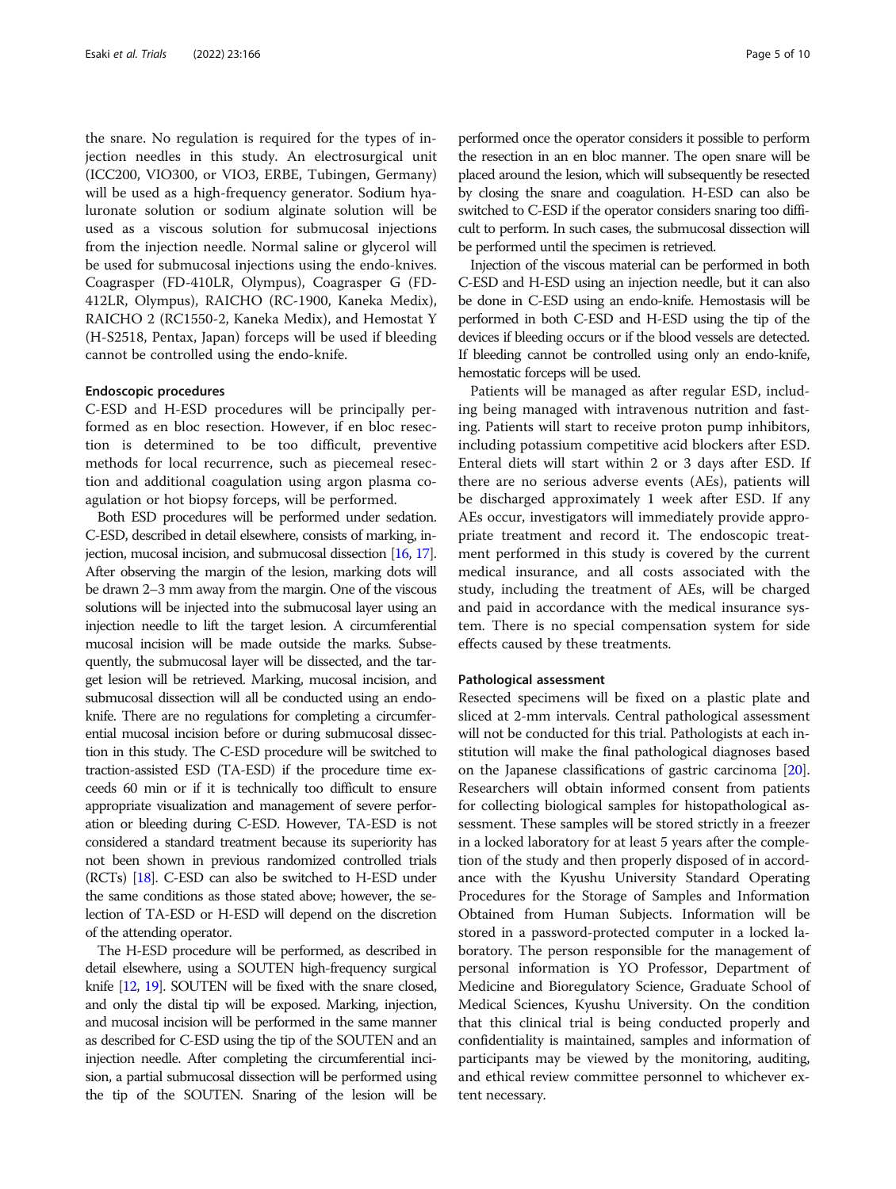the snare. No regulation is required for the types of injection needles in this study. An electrosurgical unit (ICC200, VIO300, or VIO3, ERBE, Tubingen, Germany) will be used as a high-frequency generator. Sodium hyaluronate solution or sodium alginate solution will be used as a viscous solution for submucosal injections from the injection needle. Normal saline or glycerol will be used for submucosal injections using the endo-knives. Coagrasper (FD-410LR, Olympus), Coagrasper G (FD-412LR, Olympus), RAICHO (RC-1900, Kaneka Medix), RAICHO 2 (RC1550-2, Kaneka Medix), and Hemostat Y (H-S2518, Pentax, Japan) forceps will be used if bleeding cannot be controlled using the endo-knife.

### Endoscopic procedures

C-ESD and H-ESD procedures will be principally performed as en bloc resection. However, if en bloc resection is determined to be too difficult, preventive methods for local recurrence, such as piecemeal resection and additional coagulation using argon plasma coagulation or hot biopsy forceps, will be performed.

Both ESD procedures will be performed under sedation. C-ESD, described in detail elsewhere, consists of marking, injection, mucosal incision, and submucosal dissection [16, 17]. After observing the margin of the lesion, marking dots will be drawn 2–3 mm away from the margin. One of the viscous solutions will be injected into the submucosal layer using an injection needle to lift the target lesion. A circumferential mucosal incision will be made outside the marks. Subsequently, the submucosal layer will be dissected, and the target lesion will be retrieved. Marking, mucosal incision, and submucosal dissection will all be conducted using an endo-knife. There are no regulations for completing a circumferential mucosal incision before or during submucosal dissection in this study. The C-ESD procedure will be switched to traction-assisted ESD (TA-ESD) if the procedure time exceeds 60 min or if it is technically too difficult to ensure appropriate visualization and management of severe perforation or bleeding during C-ESD. However, TA-ESD is not considered a standard treatment because its superiority has not been shown in previous randomized controlled trials (RCTs) [18]. C-ESD can also be switched to H-ESD under the same conditions as those stated above; however, the selection of TA-ESD or H-ESD will depend on the discretion of the attending operator.

The H-ESD procedure will be performed, as described in detail elsewhere, using a SOUTEN high-frequency surgical knife [12, 19]. SOUTEN will be fixed with the snare closed, and only the distal tip will be exposed. Marking, injection, and mucosal incision will be performed in the same manner as described for C-ESD using the tip of the SOUTEN and an injection needle. After completing the circumferential incision, a partial submucosal dissection will be performed using the tip of the SOUTEN. Snaring of the lesion will be performed once the operator considers it possible to perform the resection in an en bloc manner. The open snare will be placed around the lesion, which will subsequently be resected by closing the snare and coagulation. H-ESD can also be switched to C-ESD if the operator considers snaring too difficult to perform. In such cases, the submucosal dissection will be performed until the specimen is retrieved.

Injection of the viscous material can be performed in both C-ESD and H-ESD using an injection needle, but it can also be done in C-ESD using an endo-knife. Hemostasis will be performed in both C-ESD and H-ESD using the tip of the devices if bleeding occurs or if the blood vessels are detected. If bleeding cannot be controlled using only an endo-knife, hemostatic forceps will be used.

Patients will be managed as after regular ESD, including being managed with intravenous nutrition and fasting. Patients will start to receive proton pump inhibitors, including potassium competitive acid blockers after ESD. Enteral diets will start within 2 or 3 days after ESD. If there are no serious adverse events (AEs), patients will be discharged approximately 1 week after ESD. If any AEs occur, investigators will immediately provide appropriate treatment and record it. The endoscopic treatment performed in this study is covered by the current medical insurance, and all costs associated with the study, including the treatment of AEs, will be charged and paid in accordance with the medical insurance system. There is no special compensation system for side effects caused by these treatments.

### Pathological assessment

Resected specimens will be fixed on a plastic plate and sliced at 2-mm intervals. Central pathological assessment will not be conducted for this trial. Pathologists at each institution will make the final pathological diagnoses based on the Japanese classifications of gastric carcinoma [20]. Researchers will obtain informed consent from patients for collecting biological samples for histopathological assessment. These samples will be stored strictly in a freezer in a locked laboratory for at least 5 years after the completion of the study and then properly disposed of in accordance with the Kyushu University Standard Operating Procedures for the Storage of Samples and Information Obtained from Human Subjects. Information will be stored in a password-protected computer in a locked laboratory. The person responsible for the management of personal information is YO Professor, Department of Medicine and Bioregulatory Science, Graduate School of Medical Sciences, Kyushu University. On the condition that this clinical trial is being conducted properly and confidentiality is maintained, samples and information of participants may be viewed by the monitoring, auditing, and ethical review committee personnel to whichever extent necessary.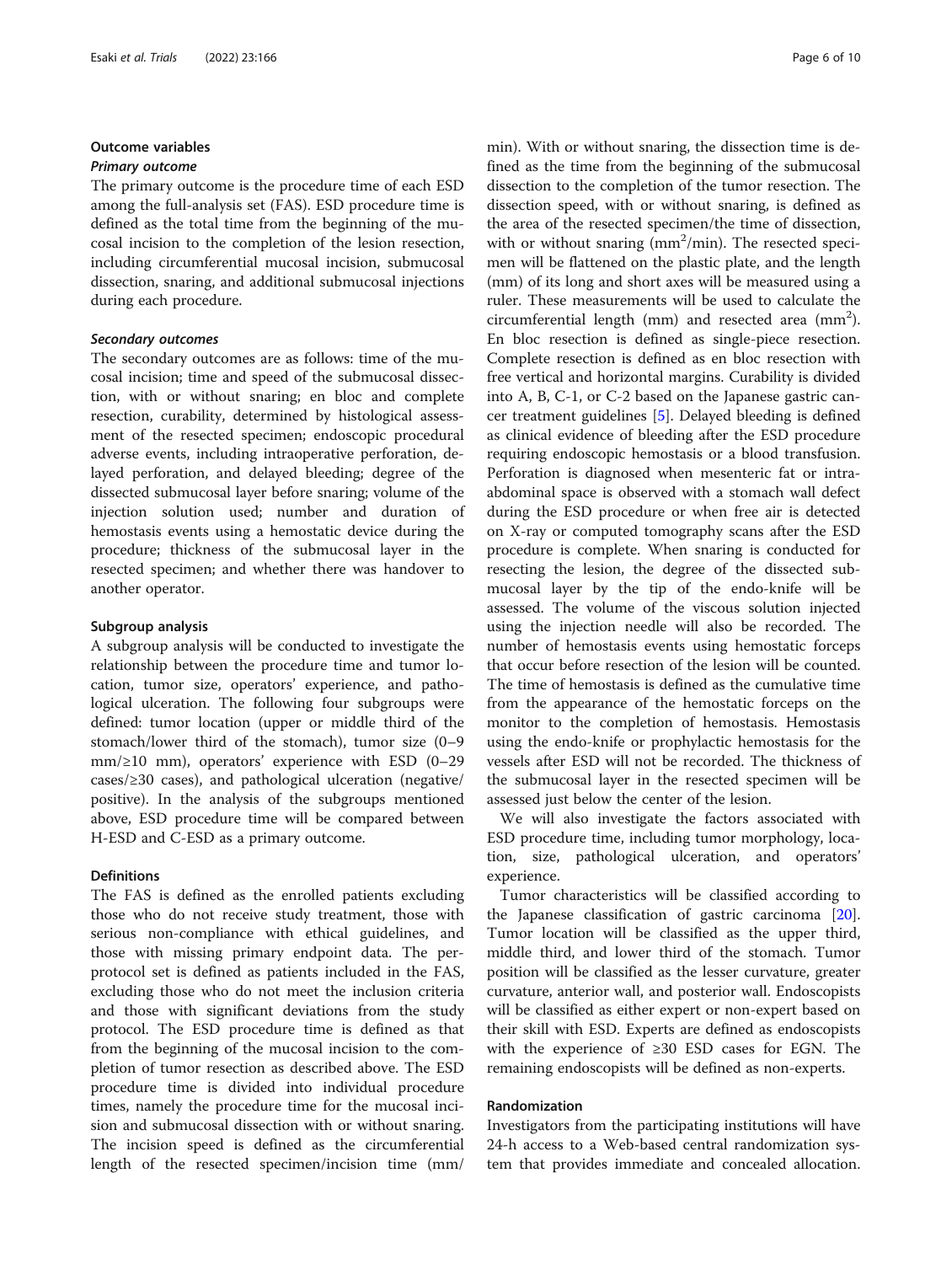## Outcome variables

### Primary outcome

The primary outcome is the procedure time of each ESD among the full-analysis set (FAS). ESD procedure time is defined as the total time from the beginning of the mucosal incision to the completion of the lesion resection, including circumferential mucosal incision, submucosal dissection, snaring, and additional submucosal injections during each procedure.

### Secondary outcomes

The secondary outcomes are as follows: time of the mucosal incision; time and speed of the submucosal dissection, with or without snaring; en bloc and complete resection, curability, determined by histological assessment of the resected specimen; endoscopic procedural adverse events, including intraoperative perforation, delayed perforation, and delayed bleeding; degree of the dissected submucosal layer before snaring; volume of the injection solution used; number and duration of hemostasis events using a hemostatic device during the procedure; thickness of the submucosal layer in the resected specimen; and whether there was handover to another operator.

## Subgroup analysis

A subgroup analysis will be conducted to investigate the relationship between the procedure time and tumor location, tumor size, operators' experience, and pathological ulceration. The following four subgroups were defined: tumor location (upper or middle third of the stomach/lower third of the stomach), tumor size (0–9 mm/≥10 mm), operators' experience with ESD (0–29 cases/≥30 cases), and pathological ulceration (negative/positive). In the analysis of the subgroups mentioned above, ESD procedure time will be compared between H-ESD and C-ESD as a primary outcome.

## Definitions

The FAS is defined as the enrolled patients excluding those who do not receive study treatment, those with serious non-compliance with ethical guidelines, and those with missing primary endpoint data. The per-protocol set is defined as patients included in the FAS, excluding those who do not meet the inclusion criteria and those with significant deviations from the study protocol. The ESD procedure time is defined as that from the beginning of the mucosal incision to the completion of tumor resection as described above. The ESD procedure time is divided into individual procedure times, namely the procedure time for the mucosal incision and submucosal dissection with or without snaring. The incision speed is defined as the circumferential length of the resected specimen/incision time (mm/min). With or without snaring, the dissection time is defined as the time from the beginning of the submucosal dissection to the completion of the tumor resection. The dissection speed, with or without snaring, is defined as the area of the resected specimen/the time of dissection, with or without snaring ($mm^2$/min). The resected specimen will be flattened on the plastic plate, and the length (mm) of its long and short axes will be measured using a ruler. These measurements will be used to calculate the circumferential length (mm) and resected area ($mm^2$). En bloc resection is defined as single-piece resection. Complete resection is defined as en bloc resection with free vertical and horizontal margins. Curability is divided into A, B, C-1, or C-2 based on the Japanese gastric cancer treatment guidelines [5]. Delayed bleeding is defined as clinical evidence of bleeding after the ESD procedure requiring endoscopic hemostasis or a blood transfusion. Perforation is diagnosed when mesenteric fat or intra-abdominal space is observed with a stomach wall defect during the ESD procedure or when free air is detected on X-ray or computed tomography scans after the ESD procedure is complete. When snaring is conducted for resecting the lesion, the degree of the dissected submucosal layer by the tip of the endo-knife will be assessed. The volume of the viscous solution injected using the injection needle will also be recorded. The number of hemostasis events using hemostatic forceps that occur before resection of the lesion will be counted. The time of hemostasis is defined as the cumulative time from the appearance of the hemostatic forceps on the monitor to the completion of hemostasis. Hemostasis using the endo-knife or prophylactic hemostasis for the vessels after ESD will not be recorded. The thickness of the submucosal layer in the resected specimen will be assessed just below the center of the lesion.

We will also investigate the factors associated with ESD procedure time, including tumor morphology, location, size, pathological ulceration, and operators' experience.

Tumor characteristics will be classified according to the Japanese classification of gastric carcinoma [20]. Tumor location will be classified as the upper third, middle third, and lower third of the stomach. Tumor position will be classified as the lesser curvature, greater curvature, anterior wall, and posterior wall. Endoscopists will be classified as either expert or non-expert based on their skill with ESD. Experts are defined as endoscopists with the experience of ≥30 ESD cases for EGN. The remaining endoscopists will be defined as non-experts.

## Randomization

Investigators from the participating institutions will have 24-h access to a Web-based central randomization system that provides immediate and concealed allocation.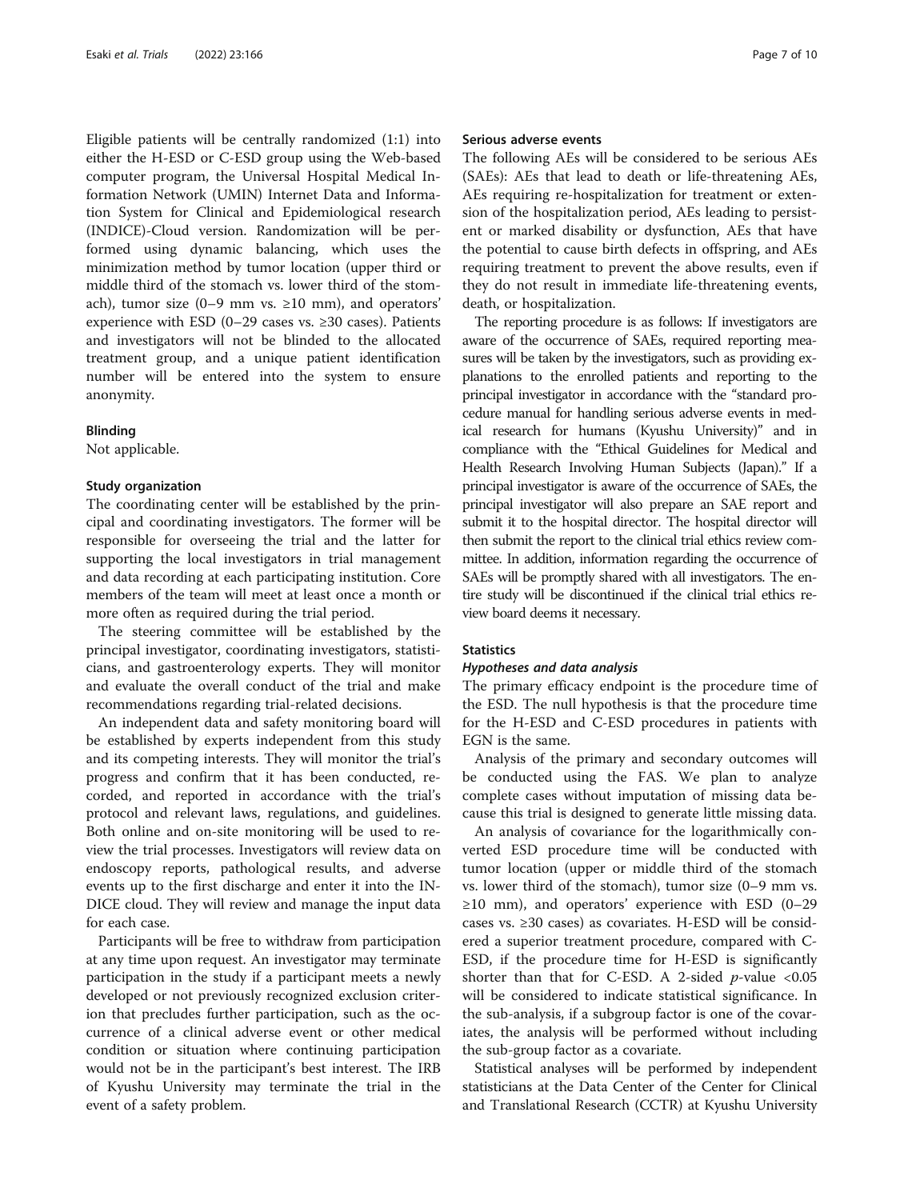Eligible patients will be centrally randomized (1:1) into either the H-ESD or C-ESD group using the Web-based computer program, the Universal Hospital Medical Information Network (UMIN) Internet Data and Information System for Clinical and Epidemiological research (INDICE)-Cloud version. Randomization will be performed using dynamic balancing, which uses the minimization method by tumor location (upper third or middle third of the stomach vs. lower third of the stomach), tumor size (0–9 mm vs. ≥10 mm), and operators' experience with ESD (0–29 cases vs. ≥30 cases). Patients and investigators will not be blinded to the allocated treatment group, and a unique patient identification number will be entered into the system to ensure anonymity.

### Blinding

Not applicable.

### Study organization

The coordinating center will be established by the principal and coordinating investigators. The former will be responsible for overseeing the trial and the latter for supporting the local investigators in trial management and data recording at each participating institution. Core members of the team will meet at least once a month or more often as required during the trial period.

The steering committee will be established by the principal investigator, coordinating investigators, statisticians, and gastroenterology experts. They will monitor and evaluate the overall conduct of the trial and make recommendations regarding trial-related decisions.

An independent data and safety monitoring board will be established by experts independent from this study and its competing interests. They will monitor the trial's progress and confirm that it has been conducted, recorded, and reported in accordance with the trial's protocol and relevant laws, regulations, and guidelines. Both online and on-site monitoring will be used to review the trial processes. Investigators will review data on endoscopy reports, pathological results, and adverse events up to the first discharge and enter it into the INDICE cloud. They will review and manage the input data for each case.

Participants will be free to withdraw from participation at any time upon request. An investigator may terminate participation in the study if a participant meets a newly developed or not previously recognized exclusion criterion that precludes further participation, such as the occurrence of a clinical adverse event or other medical condition or situation where continuing participation would not be in the participant's best interest. The IRB of Kyushu University may terminate the trial in the event of a safety problem.

### Serious adverse events

The following AEs will be considered to be serious AEs (SAEs): AEs that lead to death or life-threatening AEs, AEs requiring re-hospitalization for treatment or extension of the hospitalization period, AEs leading to persistent or marked disability or dysfunction, AEs that have the potential to cause birth defects in offspring, and AEs requiring treatment to prevent the above results, even if they do not result in immediate life-threatening events, death, or hospitalization.

The reporting procedure is as follows: If investigators are aware of the occurrence of SAEs, required reporting measures will be taken by the investigators, such as providing explanations to the enrolled patients and reporting to the principal investigator in accordance with the "standard procedure manual for handling serious adverse events in medical research for humans (Kyushu University)" and in compliance with the "Ethical Guidelines for Medical and Health Research Involving Human Subjects (Japan)." If a principal investigator is aware of the occurrence of SAEs, the principal investigator will also prepare an SAE report and submit it to the hospital director. The hospital director will then submit the report to the clinical trial ethics review committee. In addition, information regarding the occurrence of SAEs will be promptly shared with all investigators. The entire study will be discontinued if the clinical trial ethics review board deems it necessary.

### Statistics

#### *Hypotheses and data analysis*

The primary efficacy endpoint is the procedure time of the ESD. The null hypothesis is that the procedure time for the H-ESD and C-ESD procedures in patients with EGN is the same.

Analysis of the primary and secondary outcomes will be conducted using the FAS. We plan to analyze complete cases without imputation of missing data because this trial is designed to generate little missing data.

An analysis of covariance for the logarithmically converted ESD procedure time will be conducted with tumor location (upper or middle third of the stomach vs. lower third of the stomach), tumor size (0–9 mm vs. ≥10 mm), and operators' experience with ESD (0–29 cases vs. ≥30 cases) as covariates. H-ESD will be considered a superior treatment procedure, compared with C-ESD, if the procedure time for H-ESD is significantly shorter than that for C-ESD. A 2-sided $p$-value $<0.05$ will be considered to indicate statistical significance. In the sub-analysis, if a subgroup factor is one of the covariates, the analysis will be performed without including the sub-group factor as a covariate.

Statistical analyses will be performed by independent statisticians at the Data Center of the Center for Clinical and Translational Research (CCTR) at Kyushu University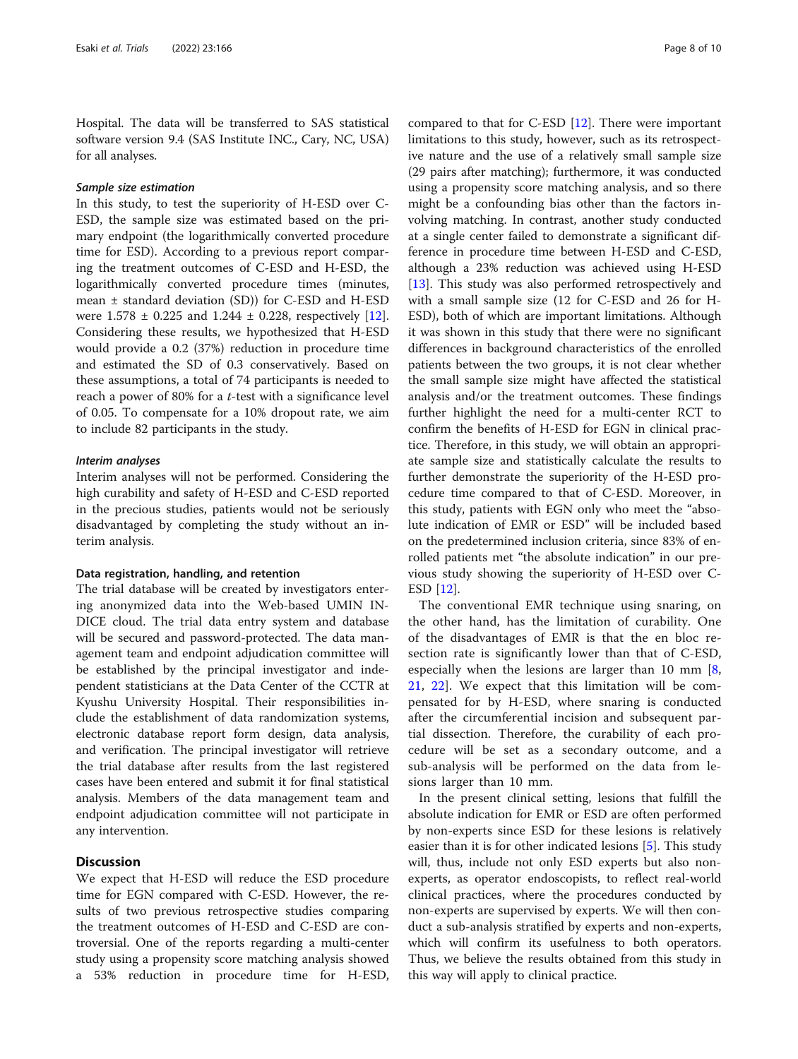Hospital. The data will be transferred to SAS statistical software version 9.4 (SAS Institute INC., Cary, NC, USA) for all analyses.

#### Sample size estimation

In this study, to test the superiority of H-ESD over C-ESD, the sample size was estimated based on the primary endpoint (the logarithmically converted procedure time for ESD). According to a previous report comparing the treatment outcomes of C-ESD and H-ESD, the logarithmically converted procedure times (minutes, mean ± standard deviation (SD)) for C-ESD and H-ESD were 1.578 ± 0.225 and 1.244 ± 0.228, respectively [12]. Considering these results, we hypothesized that H-ESD would provide a 0.2 (37%) reduction in procedure time and estimated the SD of 0.3 conservatively. Based on these assumptions, a total of 74 participants is needed to reach a power of 80% for a *t*-test with a significance level of 0.05. To compensate for a 10% dropout rate, we aim to include 82 participants in the study.

#### Interim analyses

Interim analyses will not be performed. Considering the high curability and safety of H-ESD and C-ESD reported in the precious studies, patients would not be seriously disadvantaged by completing the study without an interim analysis.

### Data registration, handling, and retention

The trial database will be created by investigators entering anonymized data into the Web-based UMIN INDICE cloud. The trial data entry system and database will be secured and password-protected. The data management team and endpoint adjudication committee will be established by the principal investigator and independent statisticians at the Data Center of the CCTR at Kyushu University Hospital. Their responsibilities include the establishment of data randomization systems, electronic database report form design, data analysis, and verification. The principal investigator will retrieve the trial database after results from the last registered cases have been entered and submit it for final statistical analysis. Members of the data management team and endpoint adjudication committee will not participate in any intervention.

## Discussion

We expect that H-ESD will reduce the ESD procedure time for EGN compared with C-ESD. However, the results of two previous retrospective studies comparing the treatment outcomes of H-ESD and C-ESD are controversial. One of the reports regarding a multi-center study using a propensity score matching analysis showed a 53% reduction in procedure time for H-ESD, compared to that for C-ESD [12]. There were important limitations to this study, however, such as its retrospective nature and the use of a relatively small sample size (29 pairs after matching); furthermore, it was conducted using a propensity score matching analysis, and so there might be a confounding bias other than the factors involving matching. In contrast, another study conducted at a single center failed to demonstrate a significant difference in procedure time between H-ESD and C-ESD, although a 23% reduction was achieved using H-ESD [13]. This study was also performed retrospectively and with a small sample size (12 for C-ESD and 26 for H-ESD), both of which are important limitations. Although it was shown in this study that there were no significant differences in background characteristics of the enrolled patients between the two groups, it is not clear whether the small sample size might have affected the statistical analysis and/or the treatment outcomes. These findings further highlight the need for a multi-center RCT to confirm the benefits of H-ESD for EGN in clinical practice. Therefore, in this study, we will obtain an appropriate sample size and statistically calculate the results to further demonstrate the superiority of the H-ESD procedure time compared to that of C-ESD. Moreover, in this study, patients with EGN only who meet the "absolute indication of EMR or ESD" will be included based on the predetermined inclusion criteria, since 83% of enrolled patients met "the absolute indication" in our previous study showing the superiority of H-ESD over C-ESD [12].

The conventional EMR technique using snaring, on the other hand, has the limitation of curability. One of the disadvantages of EMR is that the en bloc resection rate is significantly lower than that of C-ESD, especially when the lesions are larger than 10 mm [8, 21, 22]. We expect that this limitation will be compensated for by H-ESD, where snaring is conducted after the circumferential incision and subsequent partial dissection. Therefore, the curability of each procedure will be set as a secondary outcome, and a sub-analysis will be performed on the data from lesions larger than 10 mm.

In the present clinical setting, lesions that fulfill the absolute indication for EMR or ESD are often performed by non-experts since ESD for these lesions is relatively easier than it is for other indicated lesions [5]. This study will, thus, include not only ESD experts but also non-experts, as operator endoscopists, to reflect real-world clinical practices, where the procedures conducted by non-experts are supervised by experts. We will then conduct a sub-analysis stratified by experts and non-experts, which will confirm its usefulness to both operators. Thus, we believe the results obtained from this study in this way will apply to clinical practice.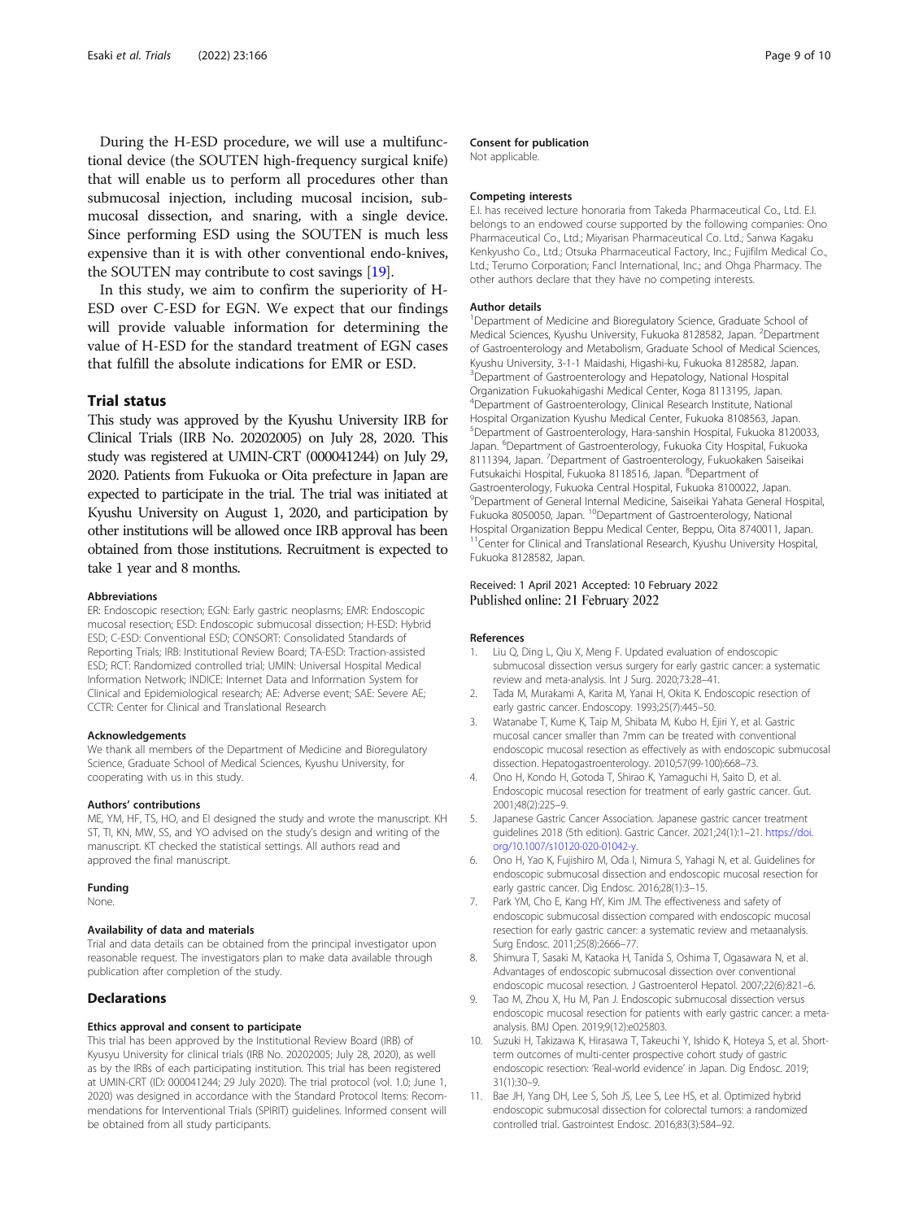During the H-ESD procedure, we will use a multifunctional device (the SOUTEN high-frequency surgical knife) that will enable us to perform all procedures other than submucosal injection, including mucosal incision, submucosal dissection, and snaring, with a single device. Since performing ESD using the SOUTEN is much less expensive than it is with other conventional endo-knives, the SOUTEN may contribute to cost savings [19].

In this study, we aim to confirm the superiority of H-ESD over C-ESD for EGN. We expect that our findings will provide valuable information for determining the value of H-ESD for the standard treatment of EGN cases that fulfill the absolute indications for EMR or ESD.

## Trial status

This study was approved by the Kyushu University IRB for Clinical Trials (IRB No. 20202005) on July 28, 2020. This study was registered at UMIN-CRT (000041244) on July 29, 2020. Patients from Fukuoka or Oita prefecture in Japan are expected to participate in the trial. The trial was initiated at Kyushu University on August 1, 2020, and participation by other institutions will be allowed once IRB approval has been obtained from those institutions. Recruitment is expected to take 1 year and 8 months.

#### Abbreviations

ER: Endoscopic resection; EGN: Early gastric neoplasms; EMR: Endoscopic mucosal resection; ESD: Endoscopic submucosal dissection; H-ESD: Hybrid ESD; C-ESD: Conventional ESD; CONSORT: Consolidated Standards of Reporting Trials; IRB: Institutional Review Board; TA-ESD: Traction-assisted ESD; RCT: Randomized controlled trial; UMIN: Universal Hospital Medical Information Network; INDICE: Internet Data and Information System for Clinical and Epidemiological research; AE: Adverse event; SAE: Severe AE; CCTR: Center for Clinical and Translational Research

#### Acknowledgements

We thank all members of the Department of Medicine and Bioregulatory Science, Graduate School of Medical Sciences, Kyushu University, for cooperating with us in this study.

#### Authors' contributions

ME, YM, HF, TS, HO, and EI designed the study and wrote the manuscript. KH ST, TI, KN, MW, SS, and YO advised on the study's design and writing of the manuscript. KT checked the statistical settings. All authors read and approved the final manuscript.

#### Funding

None.

#### Availability of data and materials

Trial and data details can be obtained from the principal investigator upon reasonable request. The investigators plan to make data available through publication after completion of the study.

## Declarations

#### Ethics approval and consent to participate

This trial has been approved by the Institutional Review Board (IRB) of Kyusyu University for clinical trials (IRB No. 20202005; July 28, 2020), as well as by the IRBs of each participating institution. This trial has been registered at UMIN-CRT (ID: 000041244; 29 July 2020). The trial protocol (vol. 1.0; June 1, 2020) was designed in accordance with the Standard Protocol Items: Recommendations for Interventional Trials (SPIRIT) guidelines. Informed consent will be obtained from all study participants.

#### Consent for publication

Not applicable.

#### Competing interests

E.I. has received lecture honoraria from Takeda Pharmaceutical Co., Ltd. E.I. belongs to an endowed course supported by the following companies: Ono Pharmaceutical Co., Ltd.; Miyarisan Pharmaceutical Co. Ltd.; Sanwa Kagaku Kenkyusho Co., Ltd.; Otsuka Pharmaceutical Factory, Inc.; Fujifilm Medical Co., Ltd.; Terumo Corporation; Fancl International, Inc.; and Ohga Pharmacy. The other authors declare that they have no competing interests.

#### Author details

[1]Department of Medicine and Bioregulatory Science, Graduate School of Medical Sciences, Kyushu University, Fukuoka 8128582, Japan. [2]Department of Gastroenterology and Metabolism, Graduate School of Medical Sciences, Kyushu University, 3-1-1 Maidashi, Higashi-ku, Fukuoka 8128582, Japan. [3]Department of Gastroenterology and Hepatology, National Hospital Organization Fukuokahigashi Medical Center, Koga 8113195, Japan. [4]Department of Gastroenterology, Clinical Research Institute, National Hospital Organization Kyushu Medical Center, Fukuoka 8108563, Japan. [5]Department of Gastroenterology, Hara-sanshin Hospital, Fukuoka 8120033, Japan. [6]Department of Gastroenterology, Fukuoka City Hospital, Fukuoka 8111394, Japan. [7]Department of Gastroenterology, Fukuokaken Saiseikai Futsukaichi Hospital, Fukuoka 8118516, Japan. [8]Department of Gastroenterology, Fukuoka Central Hospital, Fukuoka 8100022, Japan. [9]Department of General Internal Medicine, Saiseikai Yahata General Hospital, Fukuoka 8050050, Japan. [10]Department of Gastroenterology, National Hospital Organization Beppu Medical Center, Beppu, Oita 8740011, Japan. [11]Center for Clinical and Translational Research, Kyushu University Hospital, Fukuoka 8128582, Japan.

Received: 1 April 2021 Accepted: 10 February 2022
Published online: 21 February 2022

#### References

1. Liu Q, Ding L, Qiu X, Meng F. Updated evaluation of endoscopic submucosal dissection versus surgery for early gastric cancer: a systematic review and meta-analysis. Int J Surg. 2020;73:28–41.
2. Tada M, Murakami A, Karita M, Yanai H, Okita K. Endoscopic resection of early gastric cancer. Endoscopy. 1993;25(7):445–50.
3. Watanabe T, Kume K, Taip M, Shibata M, Kubo H, Ejiri Y, et al. Gastric mucosal cancer smaller than 7mm can be treated with conventional endoscopic mucosal resection as effectively as with endoscopic submucosal dissection. Hepatogastroenterology. 2010;57(99-100):668–73.
4. Ono H, Kondo H, Gotoda T, Shirao K, Yamaguchi H, Saito D, et al. Endoscopic mucosal resection for treatment of early gastric cancer. Gut. 2001;48(2):225–9.
5. Japanese Gastric Cancer Association. Japanese gastric cancer treatment guidelines 2018 (5th edition). Gastric Cancer. 2021;24(1):1–21. https://doi.org/10.1007/s10120-020-01042-y.
6. Ono H, Yao K, Fujishiro M, Oda I, Nimura S, Yahagi N, et al. Guidelines for endoscopic submucosal dissection and endoscopic mucosal resection for early gastric cancer. Dig Endosc. 2016;28(1):3–15.
7. Park YM, Cho E, Kang HY, Kim JM. The effectiveness and safety of endoscopic submucosal dissection compared with endoscopic mucosal resection for early gastric cancer: a systematic review and metaanalysis. Surg Endosc. 2011;25(8):2666–77.
8. Shimura T, Sasaki M, Kataoka H, Tanida S, Oshima T, Ogasawara N, et al. Advantages of endoscopic submucosal dissection over conventional endoscopic mucosal resection. J Gastroenterol Hepatol. 2007;22(6):821–6.
9. Tao M, Zhou X, Hu M, Pan J. Endoscopic submucosal dissection versus endoscopic mucosal resection for patients with early gastric cancer: a meta-analysis. BMJ Open. 2019;9(12):e025803.
10. Suzuki H, Takizawa K, Hirasawa T, Takeuchi Y, Ishido K, Hoteya S, et al. Short-term outcomes of multi-center prospective cohort study of gastric endoscopic resection: 'Real-world evidence' in Japan. Dig Endosc. 2019; 31(1):30–9.
11. Bae JH, Yang DH, Lee S, Soh JS, Lee S, Lee HS, et al. Optimized hybrid endoscopic submucosal dissection for colorectal tumors: a randomized controlled trial. Gastrointest Endosc. 2016;83(3):584–92.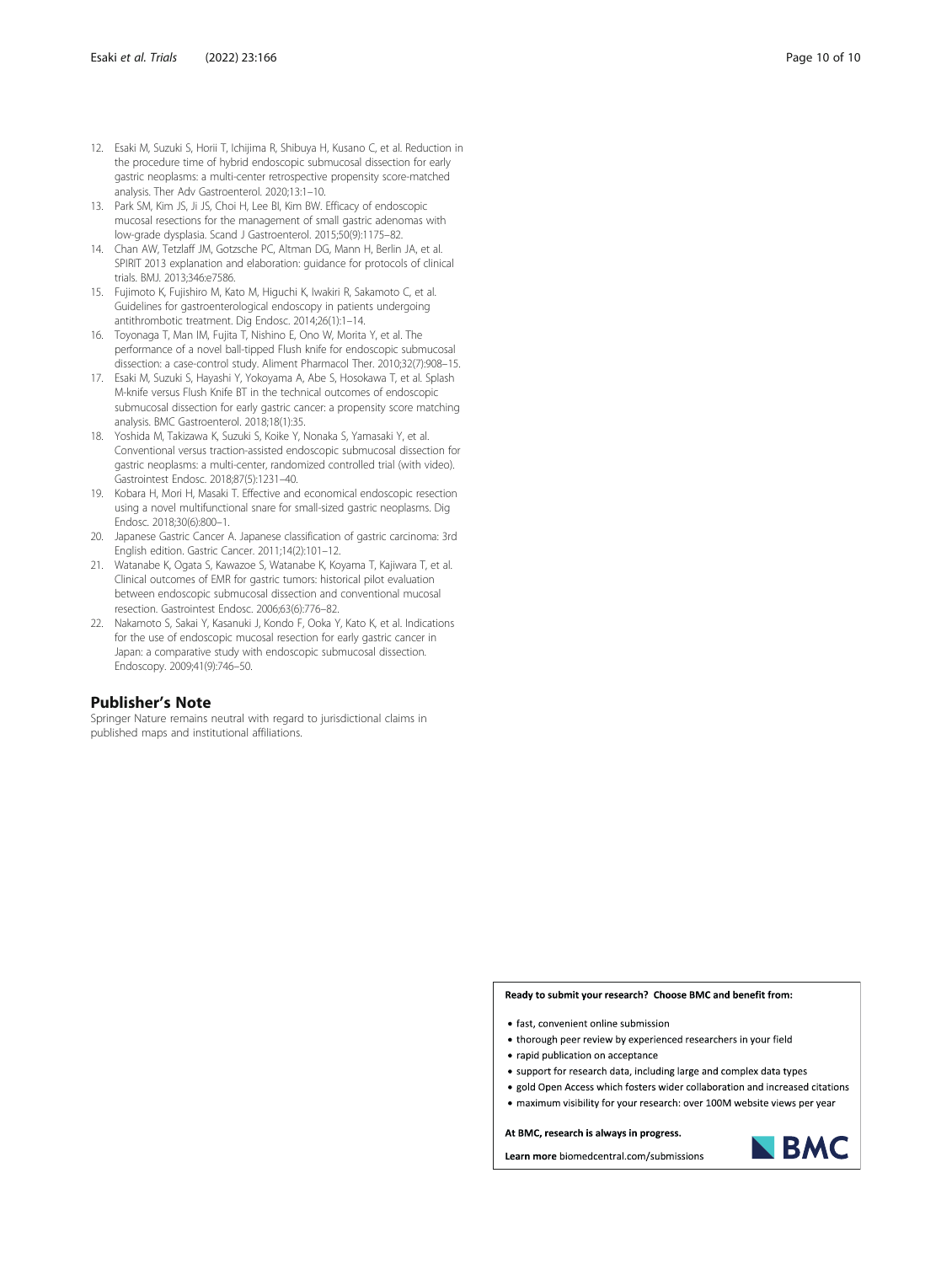12. Esaki M, Suzuki S, Horii T, Ichijima R, Shibuya H, Kusano C, et al. Reduction in the procedure time of hybrid endoscopic submucosal dissection for early gastric neoplasms: a multi-center retrospective propensity score-matched analysis. Ther Adv Gastroenterol. 2020;13:1–10.
13. Park SM, Kim JS, Ji JS, Choi H, Lee BI, Kim BW. Efficacy of endoscopic mucosal resections for the management of small gastric adenomas with low-grade dysplasia. Scand J Gastroenterol. 2015;50(9):1175–82.
14. Chan AW, Tetzlaff JM, Gotzsche PC, Altman DG, Mann H, Berlin JA, et al. SPIRIT 2013 explanation and elaboration: guidance for protocols of clinical trials. BMJ. 2013;346:e7586.
15. Fujimoto K, Fujishiro M, Kato M, Higuchi K, Iwakiri R, Sakamoto C, et al. Guidelines for gastroenterological endoscopy in patients undergoing antithrombotic treatment. Dig Endosc. 2014;26(1):1–14.
16. Toyonaga T, Man IM, Fujita T, Nishino E, Ono W, Morita Y, et al. The performance of a novel ball-tipped Flush knife for endoscopic submucosal dissection: a case-control study. Aliment Pharmacol Ther. 2010;32(7):908–15.
17. Esaki M, Suzuki S, Hayashi Y, Yokoyama A, Abe S, Hosokawa T, et al. Splash M-knife versus Flush Knife BT in the technical outcomes of endoscopic submucosal dissection for early gastric cancer: a propensity score matching analysis. BMC Gastroenterol. 2018;18(1):35.
18. Yoshida M, Takizawa K, Suzuki S, Koike Y, Nonaka S, Yamasaki Y, et al. Conventional versus traction-assisted endoscopic submucosal dissection for gastric neoplasms: a multi-center, randomized controlled trial (with video). Gastrointest Endosc. 2018;87(5):1231–40.
19. Kobara H, Mori H, Masaki T. Effective and economical endoscopic resection using a novel multifunctional snare for small-sized gastric neoplasms. Dig Endosc. 2018;30(6):800–1.
20. Japanese Gastric Cancer A. Japanese classification of gastric carcinoma: 3rd English edition. Gastric Cancer. 2011;14(2):101–12.
21. Watanabe K, Ogata S, Kawazoe S, Watanabe K, Koyama T, Kajiwara T, et al. Clinical outcomes of EMR for gastric tumors: historical pilot evaluation between endoscopic submucosal dissection and conventional mucosal resection. Gastrointest Endosc. 2006;63(6):776–82.
22. Nakamoto S, Sakai Y, Kasanuki J, Kondo F, Ooka Y, Kato K, et al. Indications for the use of endoscopic mucosal resection for early gastric cancer in Japan: a comparative study with endoscopic submucosal dissection. Endoscopy. 2009;41(9):746–50.

## Publisher's Note

Springer Nature remains neutral with regard to jurisdictional claims in published maps and institutional affiliations.

**Ready to submit your research? Choose BMC and benefit from:**

- fast, convenient online submission
- thorough peer review by experienced researchers in your field
- rapid publication on acceptance
- support for research data, including large and complex data types
- gold Open Access which fosters wider collaboration and increased citations
- maximum visibility for your research: over 100M website views per year

**At BMC, research is always in progress.**

**Learn more** biomedcentral.com/submissions